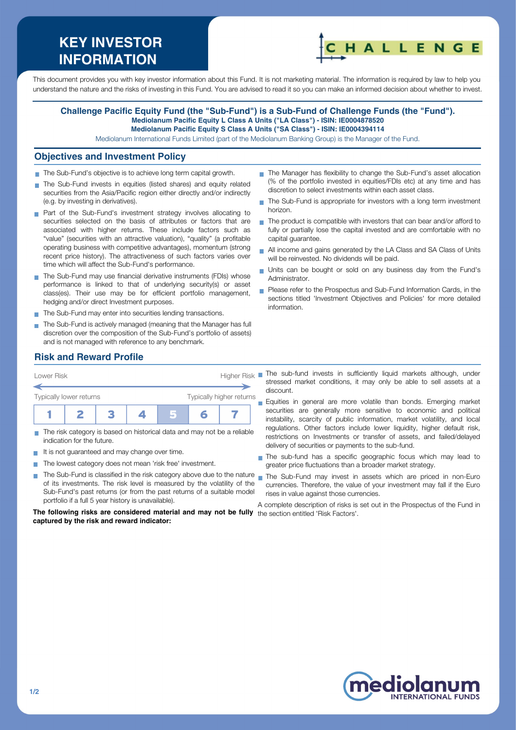# KEY INVESTOR INFORMATION

CHALLENGE

This document provides you with key investor information about this Fund. It is not marketing material. The information is required by law to help you understand the nature and the risks of investing in this Fund. You are advised to read it so you can make an informed decision about whether to invest.

**Challenge Pacific Equity Fund (the "Sub-Fund") is a Sub-Fund of Challenge Funds (the "Fund").**
**Mediolanum Pacific Equity L Class A Units ("LA Class") - ISIN: IE0004878520**
**Mediolanum Pacific Equity S Class A Units ("SA Class") - ISIN: IE0004394114**

Mediolanum International Funds Limited (part of the Mediolanum Banking Group) is the Manager of the Fund.

## Objectives and Investment Policy

- The Sub-Fund's objective is to achieve long term capital growth.
- The Sub-Fund invests in equities (listed shares) and equity related securities from the Asia/Pacific region either directly and/or indirectly (e.g. by investing in derivatives).
- Part of the Sub-Fund's investment strategy involves allocating to securities selected on the basis of attributes or factors that are associated with higher returns. These include factors such as "value" (securities with an attractive valuation), "quality" (a profitable operating business with competitive advantages), momentum (strong recent price history). The attractiveness of such factors varies over time which will affect the Sub-Fund's performance.
- The Sub-Fund may use financial derivative instruments (FDIs) whose performance is linked to that of underlying security(s) or asset class(es). Their use may be for efficient portfolio management, hedging and/or direct Investment purposes.
- The Sub-Fund may enter into securities lending transactions.
- The Sub-Fund is actively managed (meaning that the Manager has full discretion over the composition of the Sub-Fund's portfolio of assets) and is not managed with reference to any benchmark.
- The Manager has flexibility to change the Sub-Fund's asset allocation (% of the portfolio invested in equities/FDIs etc) at any time and has discretion to select investments within each asset class.
- The Sub-Fund is appropriate for investors with a long term investment horizon.
- The product is compatible with investors that can bear and/or afford to fully or partially lose the capital invested and are comfortable with no capital guarantee.
- All income and gains generated by the LA Class and SA Class of Units will be reinvested. No dividends will be paid.
- Units can be bought or sold on any business day from the Fund's Administrator.
- Please refer to the Prospectus and Sub-Fund Information Cards, in the sections titled 'Investment Objectives and Policies' for more detailed information.

## Risk and Reward Profile

Lower Risk — Higher Risk

Typically lower returns — Typically higher returns

| 1 | 2 | 3 | 4 | **5** | 6 | 7 |
|---|---|---|---|---|---|---|

- The risk category is based on historical data and may not be a reliable indication for the future.
- It is not guaranteed and may change over time.
- The lowest category does not mean 'risk free' investment.
- The Sub-Fund is classified in the risk category above due to the nature of its investments. The risk level is measured by the volatility of the Sub-Fund's past returns (or from the past returns of a suitable model portfolio if a full 5 year history is unavailable).

**The following risks are considered material and may not be fully captured by the risk and reward indicator:**

- The sub-fund invests in sufficiently liquid markets although, under stressed market conditions, it may only be able to sell assets at a discount.
- Equities in general are more volatile than bonds. Emerging market securities are generally more sensitive to economic and political instability, scarcity of public information, market volatility, and local regulations. Other factors include lower liquidity, higher default risk, restrictions on Investments or transfer of assets, and failed/delayed delivery of securities or payments to the sub-fund.
- The sub-fund has a specific geographic focus which may lead to greater price fluctuations than a broader market strategy.
- The Sub-Fund may invest in assets which are priced in non-Euro currencies. Therefore, the value of your investment may fall if the Euro rises in value against those currencies.

A complete description of risks is set out in the Prospectus of the Fund in the section entitled 'Risk Factors'.

mediolanum INTERNATIONAL FUNDS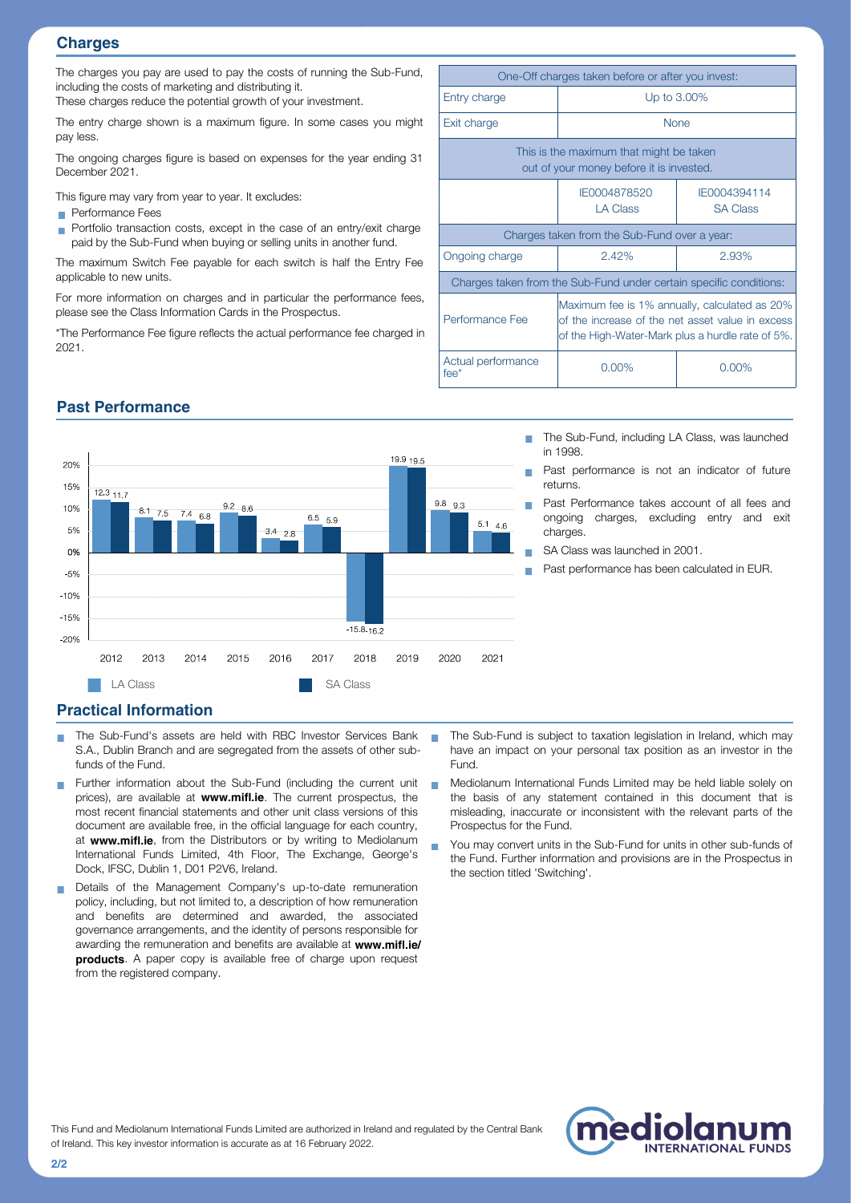## Charges

The charges you pay are used to pay the costs of running the Sub-Fund, including the costs of marketing and distributing it. These charges reduce the potential growth of your investment.

The entry charge shown is a maximum figure. In some cases you might pay less.

The ongoing charges figure is based on expenses for the year ending 31 December 2021.

This figure may vary from year to year. It excludes:

- Performance Fees
- Portfolio transaction costs, except in the case of an entry/exit charge paid by the Sub-Fund when buying or selling units in another fund.

The maximum Switch Fee payable for each switch is half the Entry Fee applicable to new units.

For more information on charges and in particular the performance fees, please see the Class Information Cards in the Prospectus.

*The Performance Fee figure reflects the actual performance fee charged in 2021.

| One-Off charges taken before or after you invest: | | |
|---|---|---|
| Entry charge | Up to 3.00% | |
| Exit charge | None | |
| This is the maximum that might be taken out of your money before it is invested. | | |
| | IE0004878520 LA Class | IE0004394114 SA Class |
| Charges taken from the Sub-Fund over a year: | | |
| Ongoing charge | 2.42% | 2.93% |
| Charges taken from the Sub-Fund under certain specific conditions: | | |
| Performance Fee | Maximum fee is 1% annually, calculated as 20% of the increase of the net asset value in excess of the High-Water-Mark plus a hurdle rate of 5%. | |
| Actual performance fee* | 0.00% | 0.00% |

## Past Performance

20%
15%
10%
5%
0%
-5%
-10%
-15%
-20%

12.3 11.7
8.1 7.5
7.4 6.8
9.2 8.6
3.4 2.8
6.5 5.9
-15.8 -16.2
19.9 19.5
9.8 9.3
5.1 4.6

2012 2013 2014 2015 2016 2017 2018 2019 2020 2021

LA Class
SA Class

- The Sub-Fund, including LA Class, was launched in 1998.
- Past performance is not an indicator of future returns.
- Past Performance takes account of all fees and ongoing charges, excluding entry and exit charges.
- SA Class was launched in 2001.
- Past performance has been calculated in EUR.

## Practical Information

- The Sub-Fund's assets are held with RBC Investor Services Bank S.A., Dublin Branch and are segregated from the assets of other sub-funds of the Fund.
- Further information about the Sub-Fund (including the current unit prices), are available at **www.mifl.ie**. The current prospectus, the most recent financial statements and other unit class versions of this document are available free, in the official language for each country, at **www.mifl.ie**, from the Distributors or by writing to Mediolanum International Funds Limited, 4th Floor, The Exchange, George's Dock, IFSC, Dublin 1, D01 P2V6, Ireland.
- Details of the Management Company's up-to-date remuneration policy, including, but not limited to, a description of how remuneration and benefits are determined and awarded, the associated governance arrangements, and the identity of persons responsible for awarding the remuneration and benefits are available at **www.mifl.ie/products**. A paper copy is available free of charge upon request from the registered company.
- The Sub-Fund is subject to taxation legislation in Ireland, which may have an impact on your personal tax position as an investor in the Fund.
- Mediolanum International Funds Limited may be held liable solely on the basis of any statement contained in this document that is misleading, inaccurate or inconsistent with the relevant parts of the Prospectus for the Fund.
- You may convert units in the Sub-Fund for units in other sub-funds of the Fund. Further information and provisions are in the Prospectus in the section titled 'Switching'.

This Fund and Mediolanum International Funds Limited are authorized in Ireland and regulated by the Central Bank of Ireland. This key investor information is accurate as at 16 February 2022.